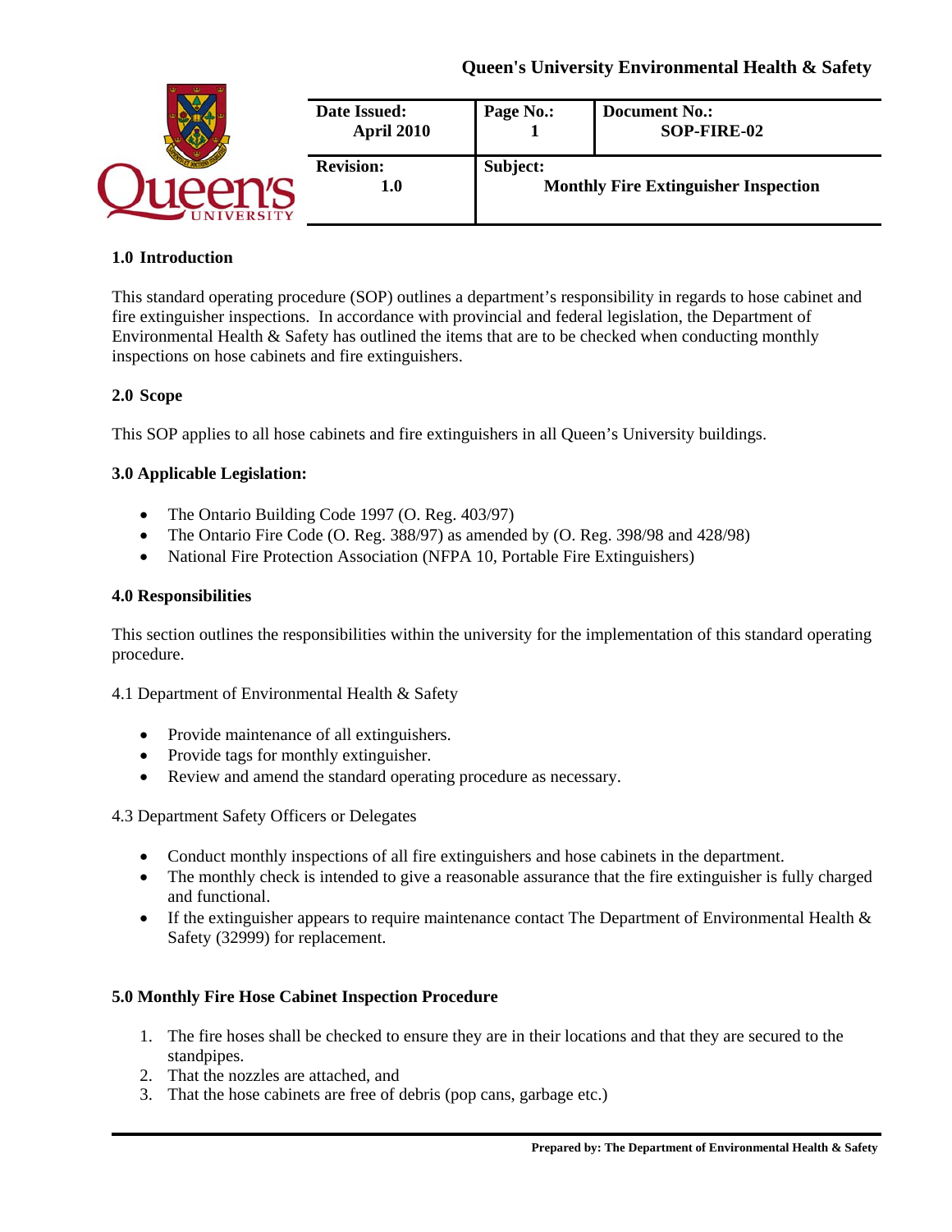**Queen's University Environmental Health & Safety**

| Date Issued: April 2010 | Page No.: 1 | Document No.: SOP-FIRE-02 |
|---|---|---|
| **Revision:** 1.0 | **Subject:** Monthly Fire Extinguisher Inspection | |

## 1.0 Introduction

This standard operating procedure (SOP) outlines a department's responsibility in regards to hose cabinet and fire extinguisher inspections. In accordance with provincial and federal legislation, the Department of Environmental Health & Safety has outlined the items that are to be checked when conducting monthly inspections on hose cabinets and fire extinguishers.

## 2.0 Scope

This SOP applies to all hose cabinets and fire extinguishers in all Queen's University buildings.

## 3.0 Applicable Legislation:

- The Ontario Building Code 1997 (O. Reg. 403/97)
- The Ontario Fire Code (O. Reg. 388/97) as amended by (O. Reg. 398/98 and 428/98)
- National Fire Protection Association (NFPA 10, Portable Fire Extinguishers)

## 4.0 Responsibilities

This section outlines the responsibilities within the university for the implementation of this standard operating procedure.

4.1 Department of Environmental Health & Safety

- Provide maintenance of all extinguishers.
- Provide tags for monthly extinguisher.
- Review and amend the standard operating procedure as necessary.

4.3 Department Safety Officers or Delegates

- Conduct monthly inspections of all fire extinguishers and hose cabinets in the department.
- The monthly check is intended to give a reasonable assurance that the fire extinguisher is fully charged and functional.
- If the extinguisher appears to require maintenance contact The Department of Environmental Health & Safety (32999) for replacement.

## 5.0 Monthly Fire Hose Cabinet Inspection Procedure

1. The fire hoses shall be checked to ensure they are in their locations and that they are secured to the standpipes.
2. That the nozzles are attached, and
3. That the hose cabinets are free of debris (pop cans, garbage etc.)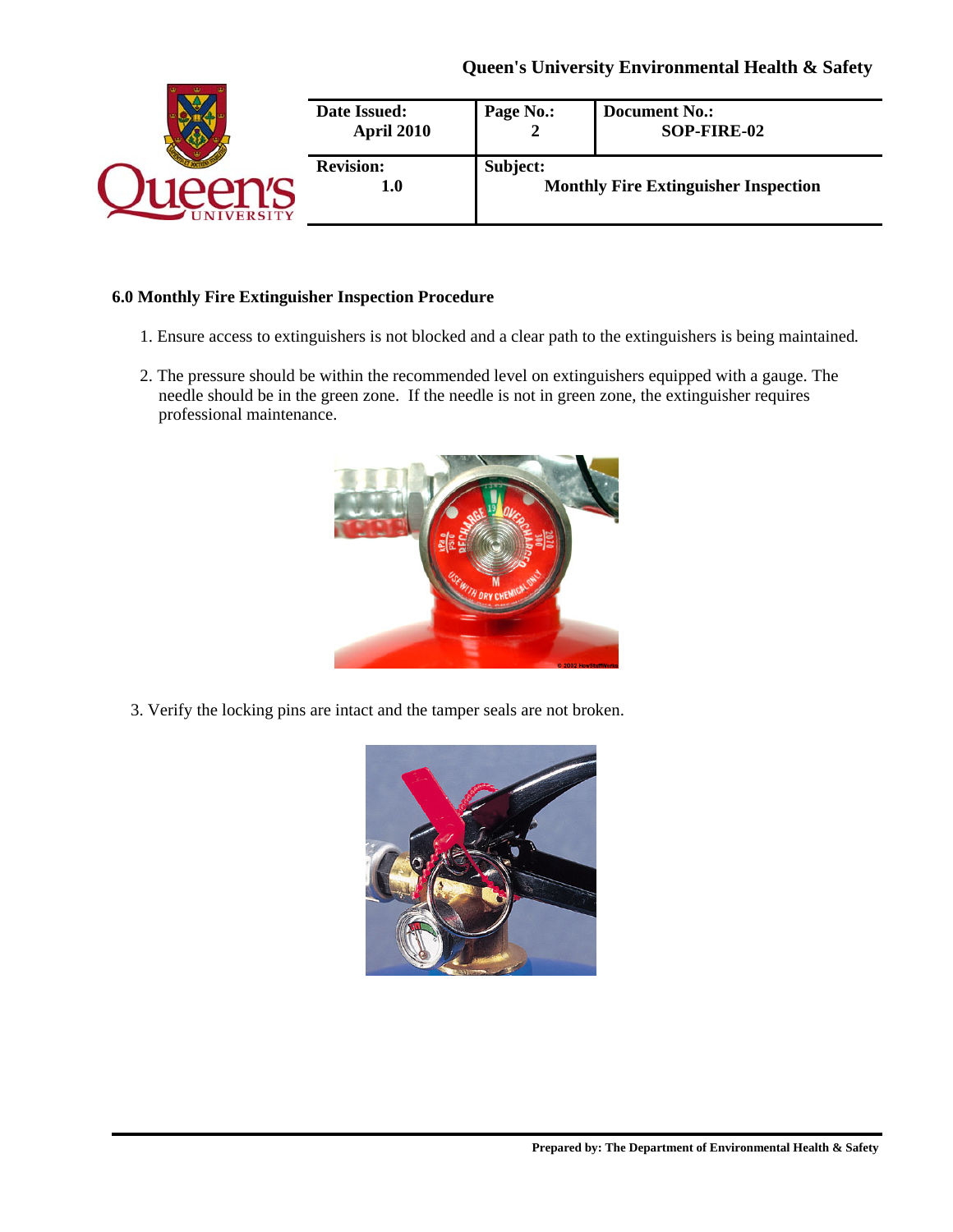### 6.0 Monthly Fire Extinguisher Inspection Procedure

1. Ensure access to extinguishers is not blocked and a clear path to the extinguishers is being maintained.

2. The pressure should be within the recommended level on extinguishers equipped with a gauge. The needle should be in the green zone. If the needle is not in green zone, the extinguisher requires professional maintenance.

3. Verify the locking pins are intact and the tamper seals are not broken.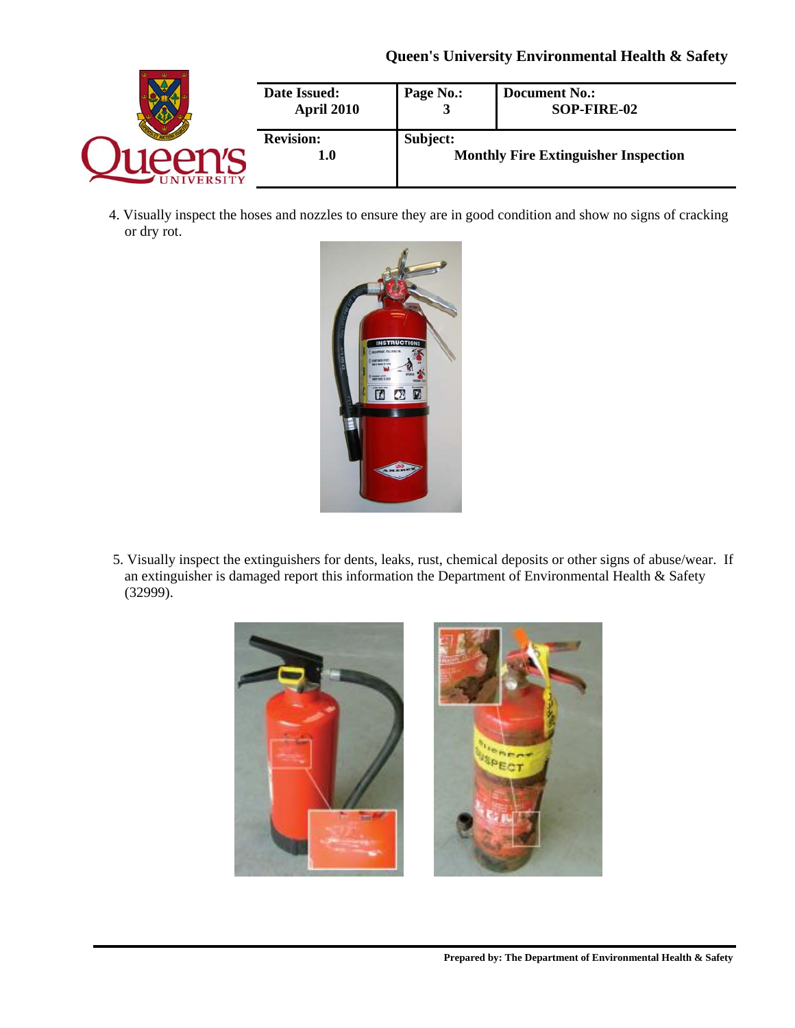4. Visually inspect the hoses and nozzles to ensure they are in good condition and show no signs of cracking or dry rot.

5. Visually inspect the extinguishers for dents, leaks, rust, chemical deposits or other signs of abuse/wear. If an extinguisher is damaged report this information the Department of Environmental Health & Safety (32999).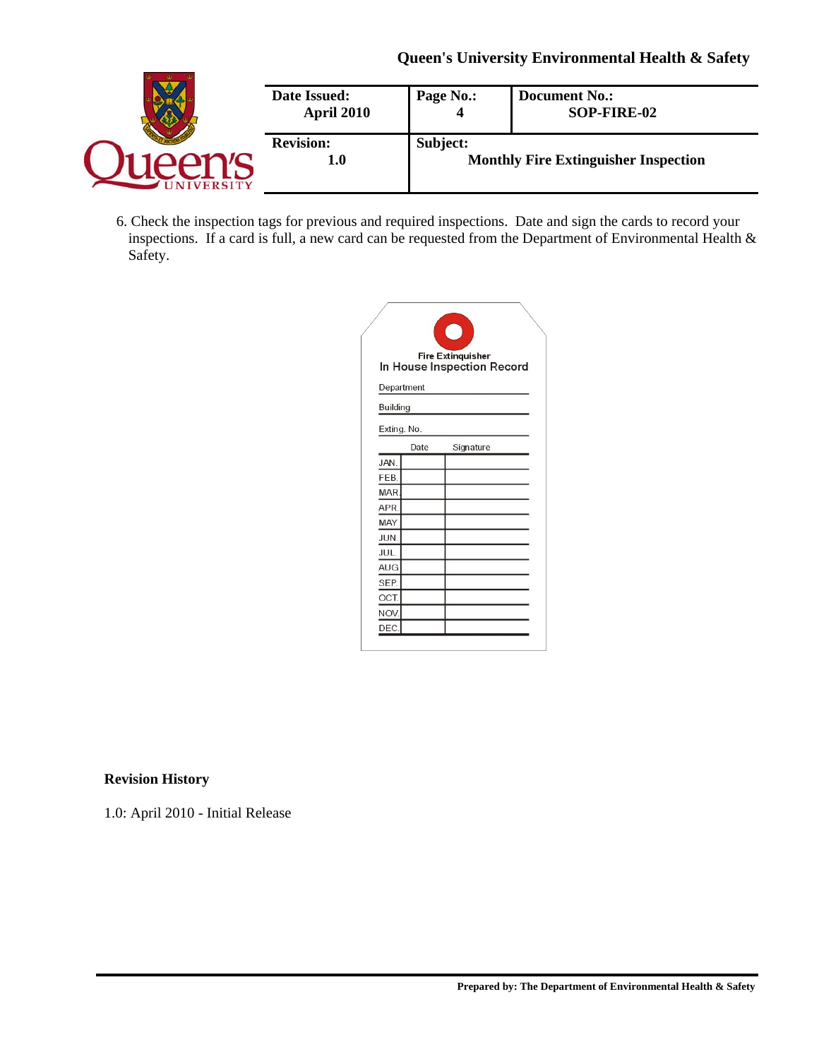6. Check the inspection tags for previous and required inspections. Date and sign the cards to record your inspections. If a card is full, a new card can be requested from the Department of Environmental Health & Safety.

Fire Extinguisher
In House Inspection Record

Department

Building

Exting. No.

| | Date | Signature |
|---|---|---|
| JAN. | | |
| FEB. | | |
| MAR. | | |
| APR. | | |
| MAY | | |
| JUN. | | |
| JUL. | | |
| AUG. | | |
| SEP. | | |
| OCT. | | |
| NOV. | | |
| DEC. | | |

**Revision History**

1.0: April 2010 - Initial Release